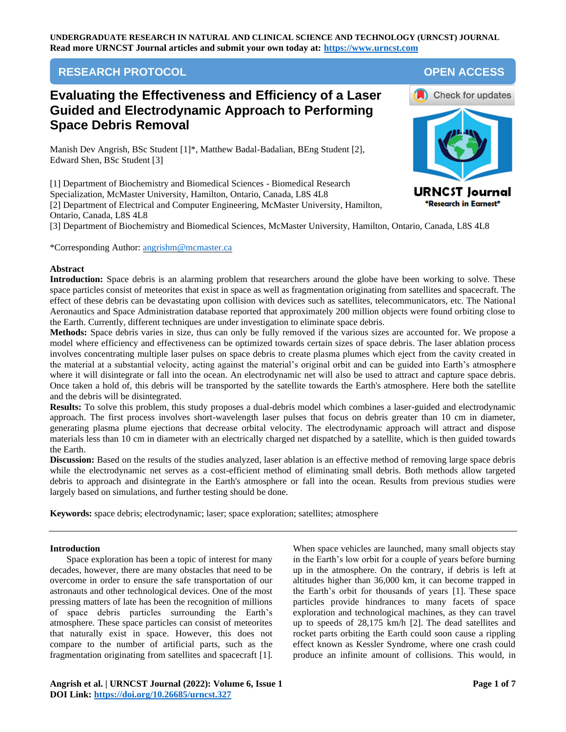# Evaluating the Effectiveness and Efficiency of a Laser Guided and Electrodynamic Approach to Performing Space Debris Removal

**RESEARCH PROTOCOL** — **OPEN ACCESS**

Manish Dev Angrish, BSc Student [1]*, Matthew Badal-Badalian, BEng Student [2], Edward Shen, BSc Student [3]

[1] Department of Biochemistry and Biomedical Sciences - Biomedical Research Specialization, McMaster University, Hamilton, Ontario, Canada, L8S 4L8
[2] Department of Electrical and Computer Engineering, McMaster University, Hamilton, Ontario, Canada, L8S 4L8
[3] Department of Biochemistry and Biomedical Sciences, McMaster University, Hamilton, Ontario, Canada, L8S 4L8

*Corresponding Author: angrishm@mcmaster.ca

## Abstract

**Introduction:** Space debris is an alarming problem that researchers around the globe have been working to solve. These space particles consist of meteorites that exist in space as well as fragmentation originating from satellites and spacecraft. The effect of these debris can be devastating upon collision with devices such as satellites, telecommunicators, etc. The National Aeronautics and Space Administration database reported that approximately 200 million objects were found orbiting close to the Earth. Currently, different techniques are under investigation to eliminate space debris.

**Methods:** Space debris varies in size, thus can only be fully removed if the various sizes are accounted for. We propose a model where efficiency and effectiveness can be optimized towards certain sizes of space debris. The laser ablation process involves concentrating multiple laser pulses on space debris to create plasma plumes which eject from the cavity created in the material at a substantial velocity, acting against the material's original orbit and can be guided into Earth's atmosphere where it will disintegrate or fall into the ocean. An electrodynamic net will also be used to attract and capture space debris. Once taken a hold of, this debris will be transported by the satellite towards the Earth's atmosphere. Here both the satellite and the debris will be disintegrated.

**Results:** To solve this problem, this study proposes a dual-debris model which combines a laser-guided and electrodynamic approach. The first process involves short-wavelength laser pulses that focus on debris greater than 10 cm in diameter, generating plasma plume ejections that decrease orbital velocity. The electrodynamic approach will attract and dispose materials less than 10 cm in diameter with an electrically charged net dispatched by a satellite, which is then guided towards the Earth.

**Discussion:** Based on the results of the studies analyzed, laser ablation is an effective method of removing large space debris while the electrodynamic net serves as a cost-efficient method of eliminating small debris. Both methods allow targeted debris to approach and disintegrate in the Earth's atmosphere or fall into the ocean. Results from previous studies were largely based on simulations, and further testing should be done.

**Keywords:** space debris; electrodynamic; laser; space exploration; satellites; atmosphere

## Introduction

Space exploration has been a topic of interest for many decades, however, there are many obstacles that need to be overcome in order to ensure the safe transportation of our astronauts and other technological devices. One of the most pressing matters of late has been the recognition of millions of space debris particles surrounding the Earth's atmosphere. These space particles can consist of meteorites that naturally exist in space. However, this does not compare to the number of artificial parts, such as the fragmentation originating from satellites and spacecraft [1]. When space vehicles are launched, many small objects stay in the Earth's low orbit for a couple of years before burning up in the atmosphere. On the contrary, if debris is left at altitudes higher than 36,000 km, it can become trapped in the Earth's orbit for thousands of years [1]. These space particles provide hindrances to many facets of space exploration and technological machines, as they can travel up to speeds of 28,175 km/h [2]. The dead satellites and rocket parts orbiting the Earth could soon cause a rippling effect known as Kessler Syndrome, where one crash could produce an infinite amount of collisions. This would, in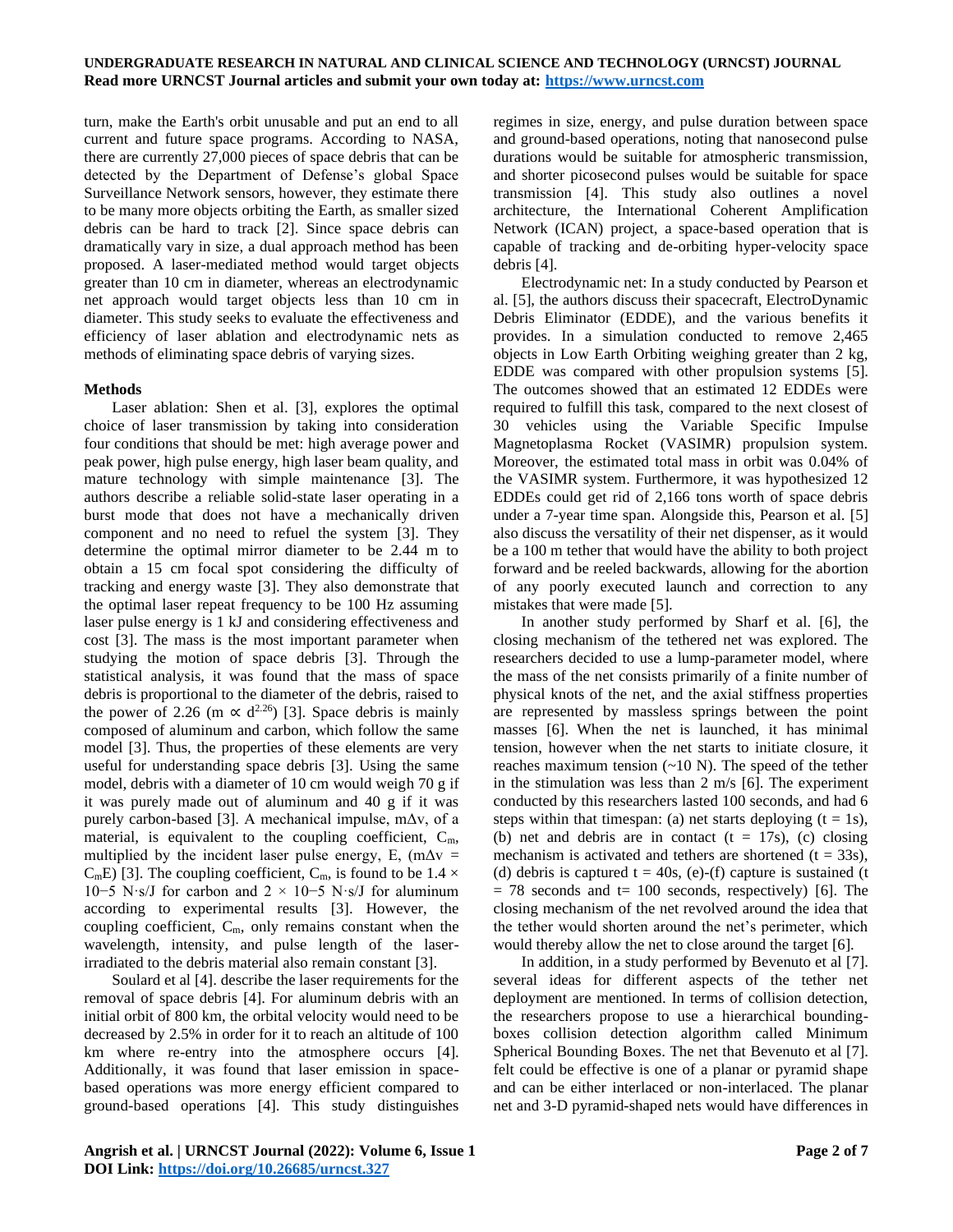turn, make the Earth's orbit unusable and put an end to all current and future space programs. According to NASA, there are currently 27,000 pieces of space debris that can be detected by the Department of Defense's global Space Surveillance Network sensors, however, they estimate there to be many more objects orbiting the Earth, as smaller sized debris can be hard to track [2]. Since space debris can dramatically vary in size, a dual approach method has been proposed. A laser-mediated method would target objects greater than 10 cm in diameter, whereas an electrodynamic net approach would target objects less than 10 cm in diameter. This study seeks to evaluate the effectiveness and efficiency of laser ablation and electrodynamic nets as methods of eliminating space debris of varying sizes.

## Methods

Laser ablation: Shen et al. [3], explores the optimal choice of laser transmission by taking into consideration four conditions that should be met: high average power and peak power, high pulse energy, high laser beam quality, and mature technology with simple maintenance [3]. The authors describe a reliable solid-state laser operating in a burst mode that does not have a mechanically driven component and no need to refuel the system [3]. They determine the optimal mirror diameter to be 2.44 m to obtain a 15 cm focal spot considering the difficulty of tracking and energy waste [3]. They also demonstrate that the optimal laser repeat frequency to be 100 Hz assuming laser pulse energy is 1 kJ and considering effectiveness and cost [3]. The mass is the most important parameter when studying the motion of space debris [3]. Through the statistical analysis, it was found that the mass of space debris is proportional to the diameter of the debris, raised to the power of 2.26 ($m \propto d^{2.26}$) [3]. Space debris is mainly composed of aluminum and carbon, which follow the same model [3]. Thus, the properties of these elements are very useful for understanding space debris [3]. Using the same model, debris with a diameter of 10 cm would weigh 70 g if it was purely made out of aluminum and 40 g if it was purely carbon-based [3]. A mechanical impulse, $m\Delta v$, of a material, is equivalent to the coupling coefficient, $C_m$, multiplied by the incident laser pulse energy, E, ($m\Delta v = C_m E$) [3]. The coupling coefficient, $C_m$, is found to be $1.4 \times 10^{-5}$ N·s/J for carbon and $2 \times 10^{-5}$ N·s/J for aluminum according to experimental results [3]. However, the coupling coefficient, $C_m$, only remains constant when the wavelength, intensity, and pulse length of the laser-irradiated to the debris material also remain constant [3].

Soulard et al [4]. describe the laser requirements for the removal of space debris [4]. For aluminum debris with an initial orbit of 800 km, the orbital velocity would need to be decreased by 2.5% in order for it to reach an altitude of 100 km where re-entry into the atmosphere occurs [4]. Additionally, it was found that laser emission in space-based operations was more energy efficient compared to ground-based operations [4]. This study distinguishes regimes in size, energy, and pulse duration between space and ground-based operations, noting that nanosecond pulse durations would be suitable for atmospheric transmission, and shorter picosecond pulses would be suitable for space transmission [4]. This study also outlines a novel architecture, the International Coherent Amplification Network (ICAN) project, a space-based operation that is capable of tracking and de-orbiting hyper-velocity space debris [4].

Electrodynamic net: In a study conducted by Pearson et al. [5], the authors discuss their spacecraft, ElectroDynamic Debris Eliminator (EDDE), and the various benefits it provides. In a simulation conducted to remove 2,465 objects in Low Earth Orbiting weighing greater than 2 kg, EDDE was compared with other propulsion systems [5]. The outcomes showed that an estimated 12 EDDEs were required to fulfill this task, compared to the next closest of 30 vehicles using the Variable Specific Impulse Magnetoplasma Rocket (VASIMR) propulsion system. Moreover, the estimated total mass in orbit was 0.04% of the VASIMR system. Furthermore, it was hypothesized 12 EDDEs could get rid of 2,166 tons worth of space debris under a 7-year time span. Alongside this, Pearson et al. [5] also discuss the versatility of their net dispenser, as it would be a 100 m tether that would have the ability to both project forward and be reeled backwards, allowing for the abortion of any poorly executed launch and correction to any mistakes that were made [5].

In another study performed by Sharf et al. [6], the closing mechanism of the tethered net was explored. The researchers decided to use a lump-parameter model, where the mass of the net consists primarily of a finite number of physical knots of the net, and the axial stiffness properties are represented by massless springs between the point masses [6]. When the net is launched, it has minimal tension, however when the net starts to initiate closure, it reaches maximum tension (~10 N). The speed of the tether in the stimulation was less than 2 m/s [6]. The experiment conducted by this researchers lasted 100 seconds, and had 6 steps within that timespan: (a) net starts deploying (t = 1s), (b) net and debris are in contact (t = 17s), (c) closing mechanism is activated and tethers are shortened (t = 33s), (d) debris is captured t = 40s, (e)-(f) capture is sustained (t = 78 seconds and t= 100 seconds, respectively) [6]. The closing mechanism of the net revolved around the idea that the tether would shorten around the net's perimeter, which would thereby allow the net to close around the target [6].

In addition, in a study performed by Bevenuto et al [7]. several ideas for different aspects of the tether net deployment are mentioned. In terms of collision detection, the researchers propose to use a hierarchical bounding-boxes collision detection algorithm called Minimum Spherical Bounding Boxes. The net that Bevenuto et al [7]. felt could be effective is one of a planar or pyramid shape and can be either interlaced or non-interlaced. The planar net and 3-D pyramid-shaped nets would have differences in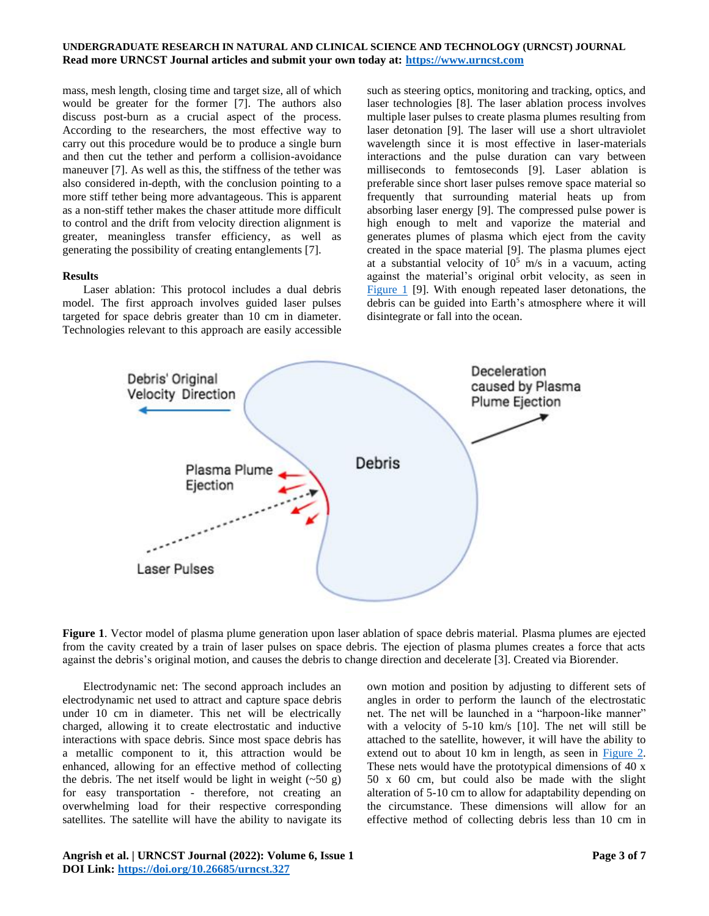mass, mesh length, closing time and target size, all of which would be greater for the former [7]. The authors also discuss post-burn as a crucial aspect of the process. According to the researchers, the most effective way to carry out this procedure would be to produce a single burn and then cut the tether and perform a collision-avoidance maneuver [7]. As well as this, the stiffness of the tether was also considered in-depth, with the conclusion pointing to a more stiff tether being more advantageous. This is apparent as a non-stiff tether makes the chaser attitude more difficult to control and the drift from velocity direction alignment is greater, meaningless transfer efficiency, as well as generating the possibility of creating entanglements [7].

**Results**

Laser ablation: This protocol includes a dual debris model. The first approach involves guided laser pulses targeted for space debris greater than 10 cm in diameter. Technologies relevant to this approach are easily accessible such as steering optics, monitoring and tracking, optics, and laser technologies [8]. The laser ablation process involves multiple laser pulses to create plasma plumes resulting from laser detonation [9]. The laser will use a short ultraviolet wavelength since it is most effective in laser-materials interactions and the pulse duration can vary between milliseconds to femtoseconds [9]. Laser ablation is preferable since short laser pulses remove space material so frequently that surrounding material heats up from absorbing laser energy [9]. The compressed pulse power is high enough to melt and vaporize the material and generates plumes of plasma which eject from the cavity created in the space material [9]. The plasma plumes eject at a substantial velocity of $10^5$ m/s in a vacuum, acting against the material's original orbit velocity, as seen in Figure 1 [9]. With enough repeated laser detonations, the debris can be guided into Earth's atmosphere where it will disintegrate or fall into the ocean.

**Figure 1**. Vector model of plasma plume generation upon laser ablation of space debris material. Plasma plumes are ejected from the cavity created by a train of laser pulses on space debris. The ejection of plasma plumes creates a force that acts against the debris's original motion, and causes the debris to change direction and decelerate [3]. Created via Biorender.

Electrodynamic net: The second approach includes an electrodynamic net used to attract and capture space debris under 10 cm in diameter. This net will be electrically charged, allowing it to create electrostatic and inductive interactions with space debris. Since most space debris has a metallic component to it, this attraction would be enhanced, allowing for an effective method of collecting the debris. The net itself would be light in weight (~50 g) for easy transportation - therefore, not creating an overwhelming load for their respective corresponding satellites. The satellite will have the ability to navigate its own motion and position by adjusting to different sets of angles in order to perform the launch of the electrostatic net. The net will be launched in a "harpoon-like manner" with a velocity of 5-10 km/s [10]. The net will still be attached to the satellite, however, it will have the ability to extend out to about 10 km in length, as seen in Figure 2. These nets would have the prototypical dimensions of 40 x 50 x 60 cm, but could also be made with the slight alteration of 5-10 cm to allow for adaptability depending on the circumstance. These dimensions will allow for an effective method of collecting debris less than 10 cm in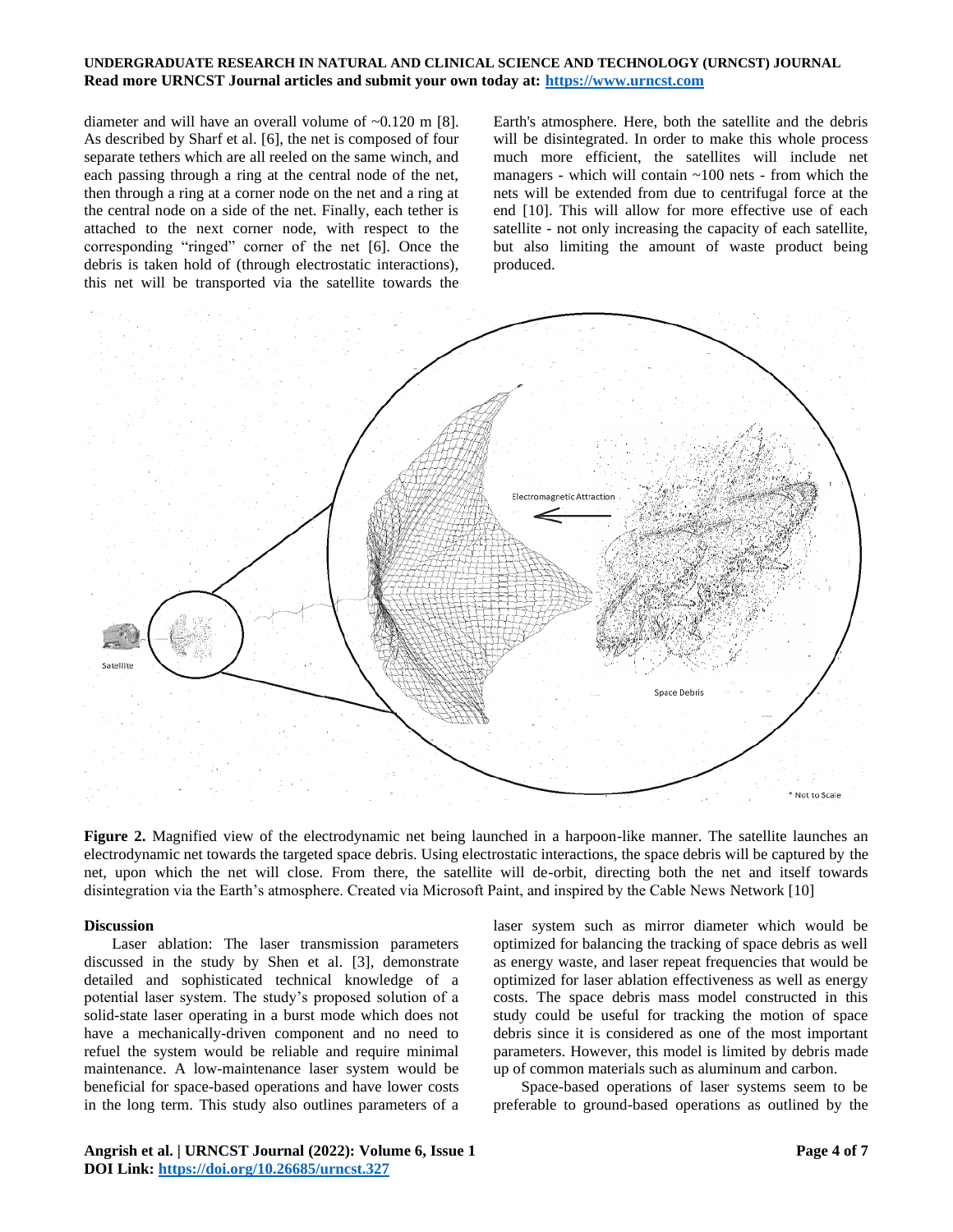diameter and will have an overall volume of ~0.120 m [8]. As described by Sharf et al. [6], the net is composed of four separate tethers which are all reeled on the same winch, and each passing through a ring at the central node of the net, then through a ring at a corner node on the net and a ring at the central node on a side of the net. Finally, each tether is attached to the next corner node, with respect to the corresponding "ringed" corner of the net [6]. Once the debris is taken hold of (through electrostatic interactions), this net will be transported via the satellite towards the Earth's atmosphere. Here, both the satellite and the debris will be disintegrated. In order to make this whole process much more efficient, the satellites will include net managers - which will contain ~100 nets - from which the nets will be extended from due to centrifugal force at the end [10]. This will allow for more effective use of each satellite - not only increasing the capacity of each satellite, but also limiting the amount of waste product being produced.

**Figure 2.** Magnified view of the electrodynamic net being launched in a harpoon-like manner. The satellite launches an electrodynamic net towards the targeted space debris. Using electrostatic interactions, the space debris will be captured by the net, upon which the net will close. From there, the satellite will de-orbit, directing both the net and itself towards disintegration via the Earth's atmosphere. Created via Microsoft Paint, and inspired by the Cable News Network [10]

**Discussion**

Laser ablation: The laser transmission parameters discussed in the study by Shen et al. [3], demonstrate detailed and sophisticated technical knowledge of a potential laser system. The study's proposed solution of a solid-state laser operating in a burst mode which does not have a mechanically-driven component and no need to refuel the system would be reliable and require minimal maintenance. A low-maintenance laser system would be beneficial for space-based operations and have lower costs in the long term. This study also outlines parameters of a laser system such as mirror diameter which would be optimized for balancing the tracking of space debris as well as energy waste, and laser repeat frequencies that would be optimized for laser ablation effectiveness as well as energy costs. The space debris mass model constructed in this study could be useful for tracking the motion of space debris since it is considered as one of the most important parameters. However, this model is limited by debris made up of common materials such as aluminum and carbon.

Space-based operations of laser systems seem to be preferable to ground-based operations as outlined by the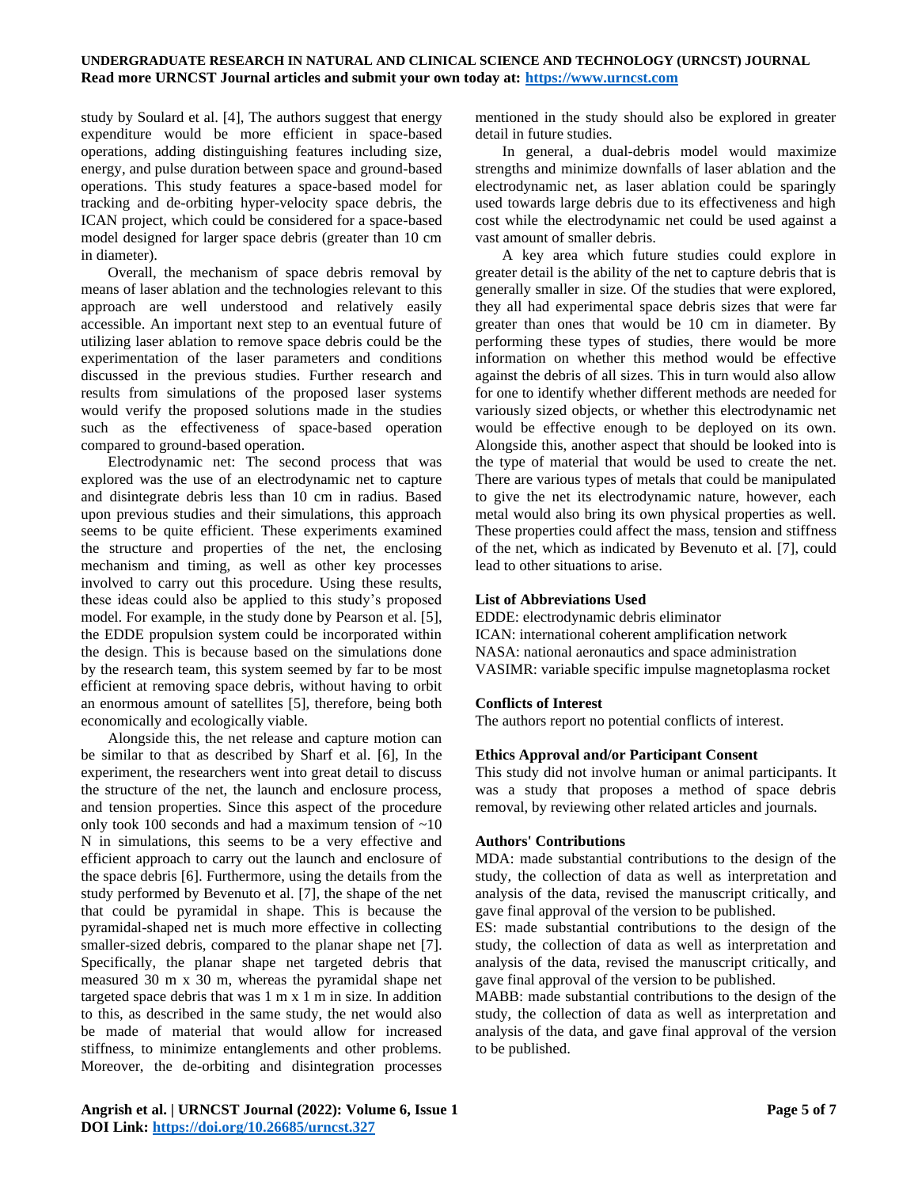study by Soulard et al. [4], The authors suggest that energy expenditure would be more efficient in space-based operations, adding distinguishing features including size, energy, and pulse duration between space and ground-based operations. This study features a space-based model for tracking and de-orbiting hyper-velocity space debris, the ICAN project, which could be considered for a space-based model designed for larger space debris (greater than 10 cm in diameter).

Overall, the mechanism of space debris removal by means of laser ablation and the technologies relevant to this approach are well understood and relatively easily accessible. An important next step to an eventual future of utilizing laser ablation to remove space debris could be the experimentation of the laser parameters and conditions discussed in the previous studies. Further research and results from simulations of the proposed laser systems would verify the proposed solutions made in the studies such as the effectiveness of space-based operation compared to ground-based operation.

Electrodynamic net: The second process that was explored was the use of an electrodynamic net to capture and disintegrate debris less than 10 cm in radius. Based upon previous studies and their simulations, this approach seems to be quite efficient. These experiments examined the structure and properties of the net, the enclosing mechanism and timing, as well as other key processes involved to carry out this procedure. Using these results, these ideas could also be applied to this study's proposed model. For example, in the study done by Pearson et al. [5], the EDDE propulsion system could be incorporated within the design. This is because based on the simulations done by the research team, this system seemed by far to be most efficient at removing space debris, without having to orbit an enormous amount of satellites [5], therefore, being both economically and ecologically viable.

Alongside this, the net release and capture motion can be similar to that as described by Sharf et al. [6], In the experiment, the researchers went into great detail to discuss the structure of the net, the launch and enclosure process, and tension properties. Since this aspect of the procedure only took 100 seconds and had a maximum tension of ~10 N in simulations, this seems to be a very effective and efficient approach to carry out the launch and enclosure of the space debris [6]. Furthermore, using the details from the study performed by Bevenuto et al. [7], the shape of the net that could be pyramidal in shape. This is because the pyramidal-shaped net is much more effective in collecting smaller-sized debris, compared to the planar shape net [7]. Specifically, the planar shape net targeted debris that measured 30 m x 30 m, whereas the pyramidal shape net targeted space debris that was 1 m x 1 m in size. In addition to this, as described in the same study, the net would also be made of material that would allow for increased stiffness, to minimize entanglements and other problems. Moreover, the de-orbiting and disintegration processes mentioned in the study should also be explored in greater detail in future studies.

In general, a dual-debris model would maximize strengths and minimize downfalls of laser ablation and the electrodynamic net, as laser ablation could be sparingly used towards large debris due to its effectiveness and high cost while the electrodynamic net could be used against a vast amount of smaller debris.

A key area which future studies could explore in greater detail is the ability of the net to capture debris that is generally smaller in size. Of the studies that were explored, they all had experimental space debris sizes that were far greater than ones that would be 10 cm in diameter. By performing these types of studies, there would be more information on whether this method would be effective against the debris of all sizes. This in turn would also allow for one to identify whether different methods are needed for variously sized objects, or whether this electrodynamic net would be effective enough to be deployed on its own. Alongside this, another aspect that should be looked into is the type of material that would be used to create the net. There are various types of metals that could be manipulated to give the net its electrodynamic nature, however, each metal would also bring its own physical properties as well. These properties could affect the mass, tension and stiffness of the net, which as indicated by Bevenuto et al. [7], could lead to other situations to arise.

### List of Abbreviations Used

EDDE: electrodynamic debris eliminator
ICAN: international coherent amplification network
NASA: national aeronautics and space administration
VASIMR: variable specific impulse magnetoplasma rocket

### Conflicts of Interest

The authors report no potential conflicts of interest.

### Ethics Approval and/or Participant Consent

This study did not involve human or animal participants. It was a study that proposes a method of space debris removal, by reviewing other related articles and journals.

### Authors' Contributions

MDA: made substantial contributions to the design of the study, the collection of data as well as interpretation and analysis of the data, revised the manuscript critically, and gave final approval of the version to be published.

ES: made substantial contributions to the design of the study, the collection of data as well as interpretation and analysis of the data, revised the manuscript critically, and gave final approval of the version to be published.

MABB: made substantial contributions to the design of the study, the collection of data as well as interpretation and analysis of the data, and gave final approval of the version to be published.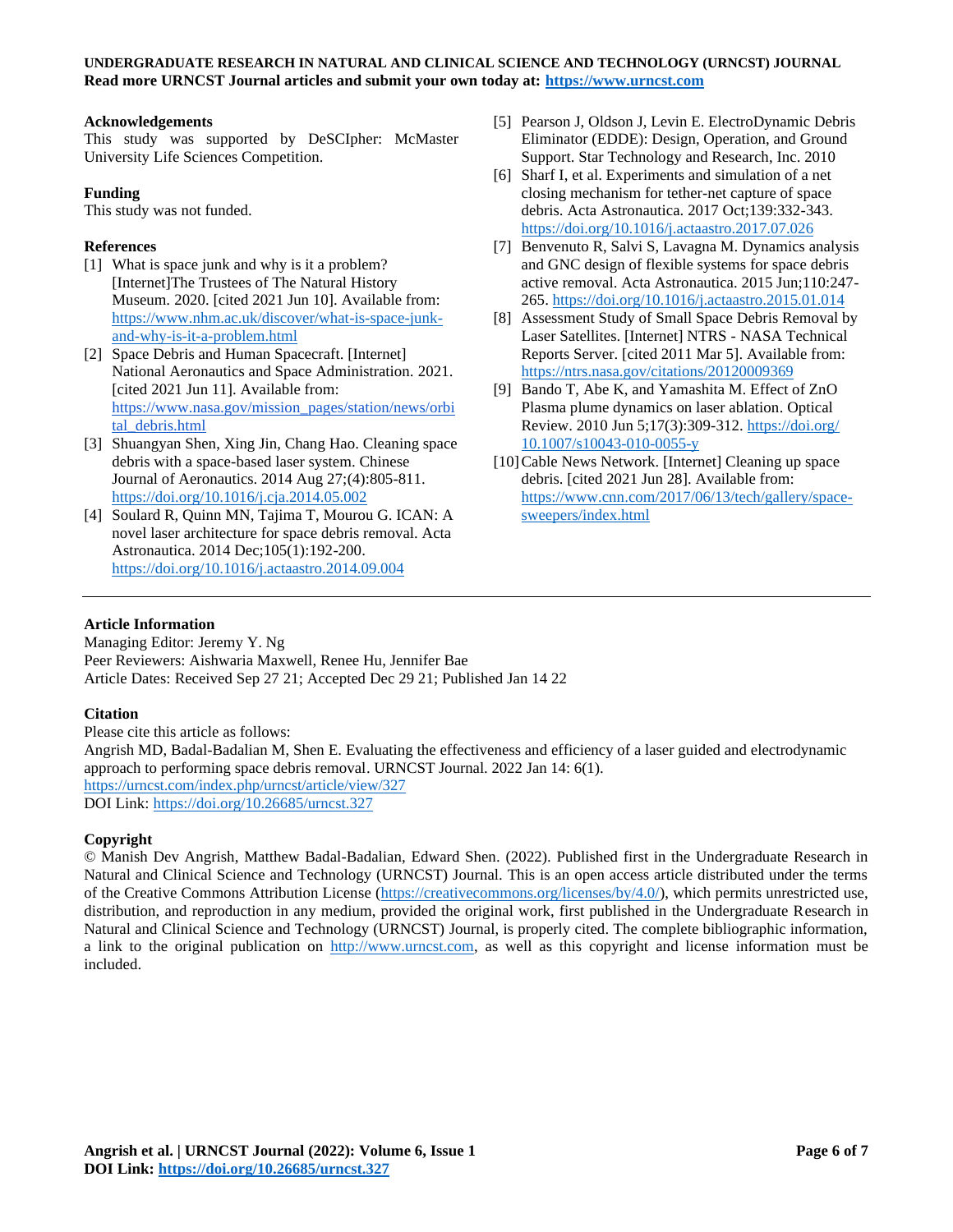## Acknowledgements

This study was supported by DeSCIpher: McMaster University Life Sciences Competition.

## Funding

This study was not funded.

## References

[1] What is space junk and why is it a problem? [Internet]The Trustees of The Natural History Museum. 2020. [cited 2021 Jun 10]. Available from: https://www.nhm.ac.uk/discover/what-is-space-junk-and-why-is-it-a-problem.html

[2] Space Debris and Human Spacecraft. [Internet] National Aeronautics and Space Administration. 2021. [cited 2021 Jun 11]. Available from: https://www.nasa.gov/mission_pages/station/news/orbital_debris.html

[3] Shuangyan Shen, Xing Jin, Chang Hao. Cleaning space debris with a space-based laser system. Chinese Journal of Aeronautics. 2014 Aug 27;(4):805-811. https://doi.org/10.1016/j.cja.2014.05.002

[4] Soulard R, Quinn MN, Tajima T, Mourou G. ICAN: A novel laser architecture for space debris removal. Acta Astronautica. 2014 Dec;105(1):192-200. https://doi.org/10.1016/j.actaastro.2014.09.004

[5] Pearson J, Oldson J, Levin E. ElectroDynamic Debris Eliminator (EDDE): Design, Operation, and Ground Support. Star Technology and Research, Inc. 2010

[6] Sharf I, et al. Experiments and simulation of a net closing mechanism for tether-net capture of space debris. Acta Astronautica. 2017 Oct;139:332-343. https://doi.org/10.1016/j.actaastro.2017.07.026

[7] Benvenuto R, Salvi S, Lavagna M. Dynamics analysis and GNC design of flexible systems for space debris active removal. Acta Astronautica. 2015 Jun;110:247-265. https://doi.org/10.1016/j.actaastro.2015.01.014

[8] Assessment Study of Small Space Debris Removal by Laser Satellites. [Internet] NTRS - NASA Technical Reports Server. [cited 2011 Mar 5]. Available from: https://ntrs.nasa.gov/citations/20120009369

[9] Bando T, Abe K, and Yamashita M. Effect of ZnO Plasma plume dynamics on laser ablation. Optical Review. 2010 Jun 5;17(3):309-312. https://doi.org/10.1007/s10043-010-0055-y

[10] Cable News Network. [Internet] Cleaning up space debris. [cited 2021 Jun 28]. Available from: https://www.cnn.com/2017/06/13/tech/gallery/space-sweepers/index.html

---

## Article Information

Managing Editor: Jeremy Y. Ng
Peer Reviewers: Aishwaria Maxwell, Renee Hu, Jennifer Bae
Article Dates: Received Sep 27 21; Accepted Dec 29 21; Published Jan 14 22

## Citation

Please cite this article as follows:
Angrish MD, Badal-Badalian M, Shen E. Evaluating the effectiveness and efficiency of a laser guided and electrodynamic approach to performing space debris removal. URNCST Journal. 2022 Jan 14: 6(1).
https://urncst.com/index.php/urncst/article/view/327
DOI Link: https://doi.org/10.26685/urncst.327

## Copyright

© Manish Dev Angrish, Matthew Badal-Badalian, Edward Shen. (2022). Published first in the Undergraduate Research in Natural and Clinical Science and Technology (URNCST) Journal. This is an open access article distributed under the terms of the Creative Commons Attribution License (https://creativecommons.org/licenses/by/4.0/), which permits unrestricted use, distribution, and reproduction in any medium, provided the original work, first published in the Undergraduate Research in Natural and Clinical Science and Technology (URNCST) Journal, is properly cited. The complete bibliographic information, a link to the original publication on http://www.urncst.com, as well as this copyright and license information must be included.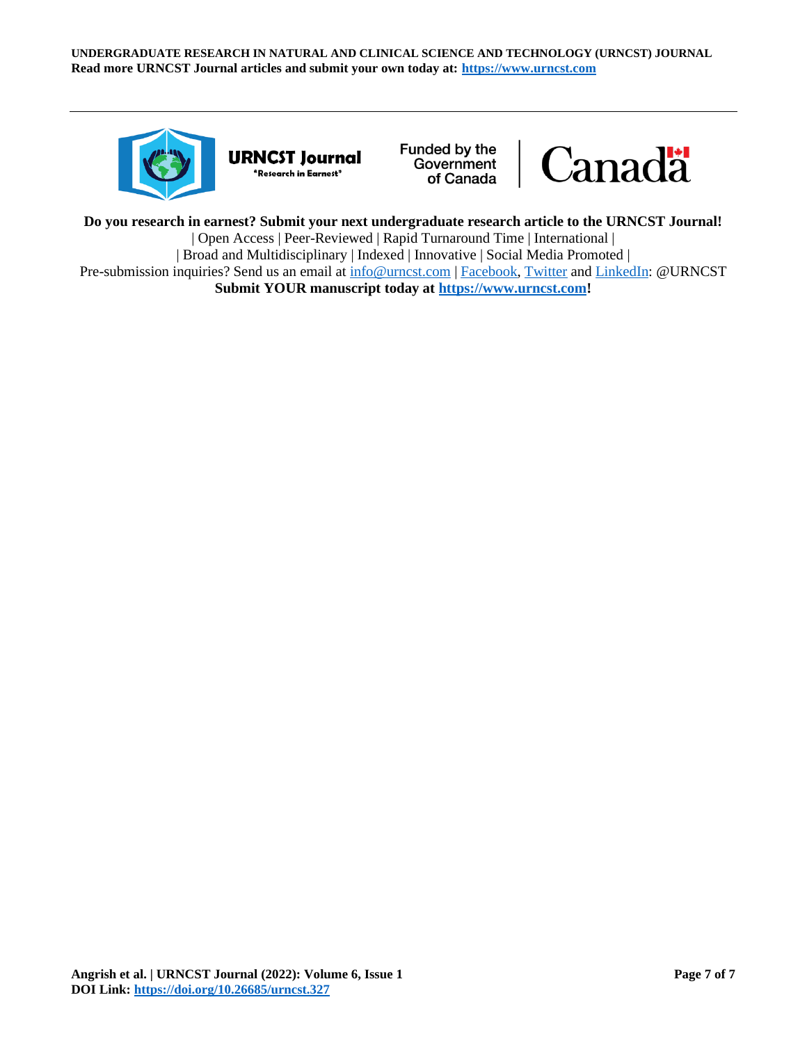URNCST Journal
"Research in Earnest"

Funded by the Government of Canada

Canada

**Do you research in earnest? Submit your next undergraduate research article to the URNCST Journal!**

| Open Access | Peer-Reviewed | Rapid Turnaround Time | International |

| Broad and Multidisciplinary | Indexed | Innovative | Social Media Promoted |

Pre-submission inquiries? Send us an email at info@urncst.com | Facebook, Twitter and LinkedIn: @URNCST

**Submit YOUR manuscript today at https://www.urncst.com!**